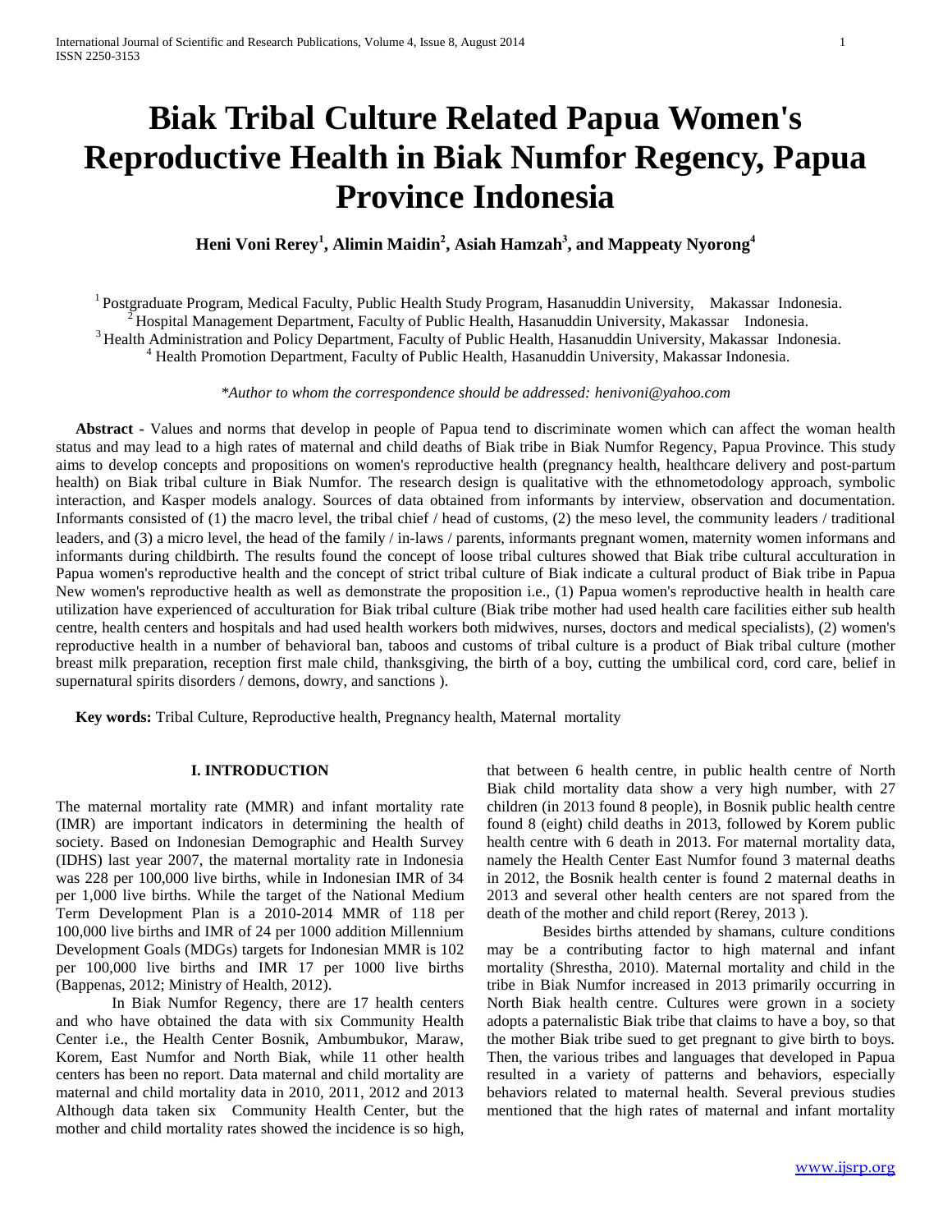# Biak Tribal Culture Related Papua Women's Reproductive Health in Biak Numfor Regency, Papua Province Indonesia

**Heni Voni Rerey[1], Alimin Maidin[2], Asiah Hamzah[3], and Mappeaty Nyorong[4]**

[1] Postgraduate Program, Medical Faculty, Public Health Study Program, Hasanuddin University, Makassar Indonesia.
[2] Hospital Management Department, Faculty of Public Health, Hasanuddin University, Makassar Indonesia.
[3] Health Administration and Policy Department, Faculty of Public Health, Hasanuddin University, Makassar Indonesia.
[4] Health Promotion Department, Faculty of Public Health, Hasanuddin University, Makassar Indonesia.

*\*Author to whom the correspondence should be addressed: henivoni@yahoo.com*

**Abstract -** Values and norms that develop in people of Papua tend to discriminate women which can affect the woman health status and may lead to a high rates of maternal and child deaths of Biak tribe in Biak Numfor Regency, Papua Province. This study aims to develop concepts and propositions on women's reproductive health (pregnancy health, healthcare delivery and post-partum health) on Biak tribal culture in Biak Numfor. The research design is qualitative with the ethnometodology approach, symbolic interaction, and Kasper models analogy. Sources of data obtained from informants by interview, observation and documentation. Informants consisted of (1) the macro level, the tribal chief / head of customs, (2) the meso level, the community leaders / traditional leaders, and (3) a micro level, the head of the family / in-laws / parents, informants pregnant women, maternity women informans and informants during childbirth. The results found the concept of loose tribal cultures showed that Biak tribe cultural acculturation in Papua women's reproductive health and the concept of strict tribal culture of Biak indicate a cultural product of Biak tribe in Papua New women's reproductive health as well as demonstrate the proposition i.e., (1) Papua women's reproductive health in health care utilization have experienced of acculturation for Biak tribal culture (Biak tribe mother had used health care facilities either sub health centre, health centers and hospitals and had used health workers both midwives, nurses, doctors and medical specialists), (2) women's reproductive health in a number of behavioral ban, taboos and customs of tribal culture is a product of Biak tribal culture (mother breast milk preparation, reception first male child, thanksgiving, the birth of a boy, cutting the umbilical cord, cord care, belief in supernatural spirits disorders / demons, dowry, and sanctions ).

**Key words:** Tribal Culture, Reproductive health, Pregnancy health, Maternal mortality

## I. INTRODUCTION

The maternal mortality rate (MMR) and infant mortality rate (IMR) are important indicators in determining the health of society. Based on Indonesian Demographic and Health Survey (IDHS) last year 2007, the maternal mortality rate in Indonesia was 228 per 100,000 live births, while in Indonesian IMR of 34 per 1,000 live births. While the target of the National Medium Term Development Plan is a 2010-2014 MMR of 118 per 100,000 live births and IMR of 24 per 1000 addition Millennium Development Goals (MDGs) targets for Indonesian MMR is 102 per 100,000 live births and IMR 17 per 1000 live births (Bappenas, 2012; Ministry of Health, 2012).

In Biak Numfor Regency, there are 17 health centers and who have obtained the data with six Community Health Center i.e., the Health Center Bosnik, Ambumbukor, Maraw, Korem, East Numfor and North Biak, while 11 other health centers has been no report. Data maternal and child mortality are maternal and child mortality data in 2010, 2011, 2012 and 2013 Although data taken six Community Health Center, but the mother and child mortality rates showed the incidence is so high, that between 6 health centre, in public health centre of North Biak child mortality data show a very high number, with 27 children (in 2013 found 8 people), in Bosnik public health centre found 8 (eight) child deaths in 2013, followed by Korem public health centre with 6 death in 2013. For maternal mortality data, namely the Health Center East Numfor found 3 maternal deaths in 2012, the Bosnik health center is found 2 maternal deaths in 2013 and several other health centers are not spared from the death of the mother and child report (Rerey, 2013 ).

Besides births attended by shamans, culture conditions may be a contributing factor to high maternal and infant mortality (Shrestha, 2010). Maternal mortality and child in the tribe in Biak Numfor increased in 2013 primarily occurring in North Biak health centre. Cultures were grown in a society adopts a paternalistic Biak tribe that claims to have a boy, so that the mother Biak tribe sued to get pregnant to give birth to boys. Then, the various tribes and languages that developed in Papua resulted in a variety of patterns and behaviors, especially behaviors related to maternal health. Several previous studies mentioned that the high rates of maternal and infant mortality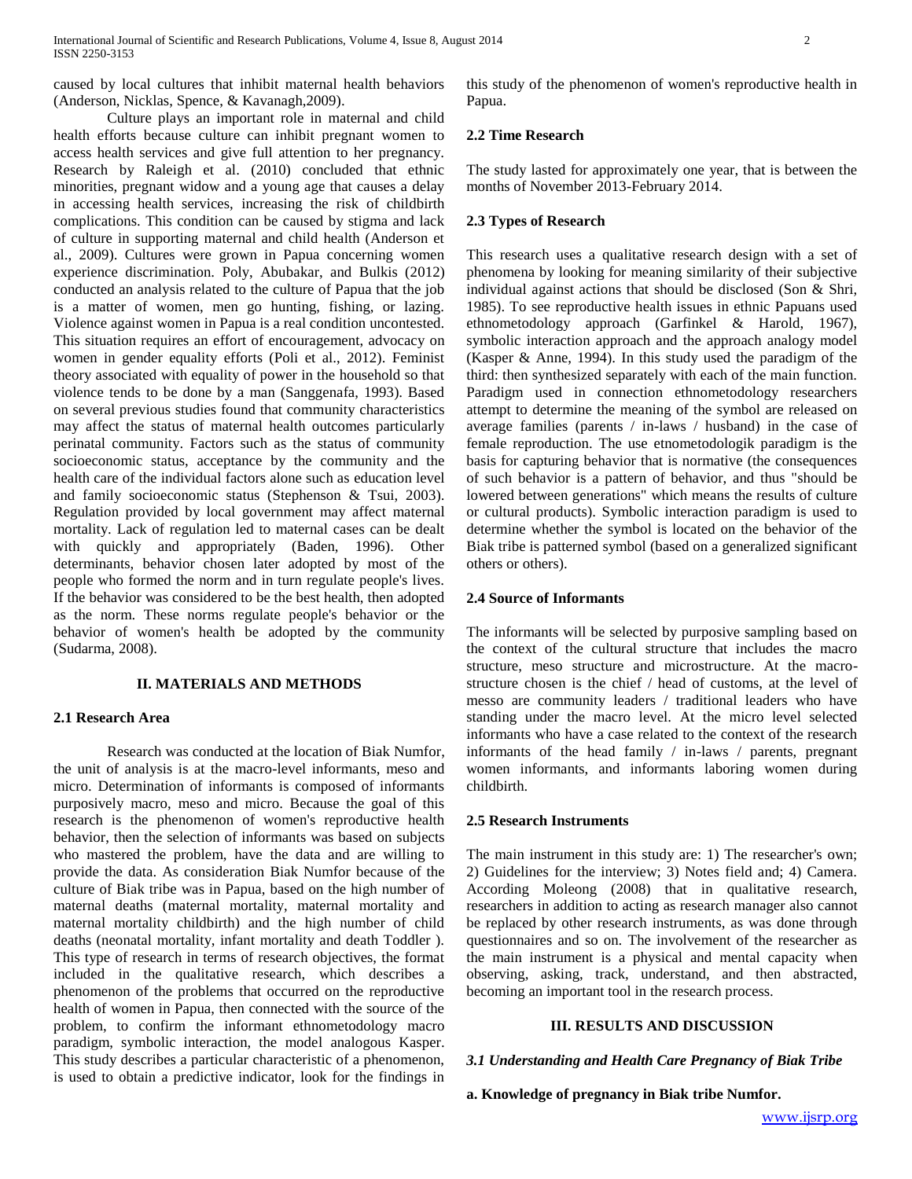caused by local cultures that inhibit maternal health behaviors (Anderson, Nicklas, Spence, & Kavanagh,2009).

Culture plays an important role in maternal and child health efforts because culture can inhibit pregnant women to access health services and give full attention to her pregnancy. Research by Raleigh et al. (2010) concluded that ethnic minorities, pregnant widow and a young age that causes a delay in accessing health services, increasing the risk of childbirth complications. This condition can be caused by stigma and lack of culture in supporting maternal and child health (Anderson et al., 2009). Cultures were grown in Papua concerning women experience discrimination. Poly, Abubakar, and Bulkis (2012) conducted an analysis related to the culture of Papua that the job is a matter of women, men go hunting, fishing, or lazing. Violence against women in Papua is a real condition uncontested. This situation requires an effort of encouragement, advocacy on women in gender equality efforts (Poli et al., 2012). Feminist theory associated with equality of power in the household so that violence tends to be done by a man (Sanggenafa, 1993). Based on several previous studies found that community characteristics may affect the status of maternal health outcomes particularly perinatal community. Factors such as the status of community socioeconomic status, acceptance by the community and the health care of the individual factors alone such as education level and family socioeconomic status (Stephenson & Tsui, 2003). Regulation provided by local government may affect maternal mortality. Lack of regulation led to maternal cases can be dealt with quickly and appropriately (Baden, 1996). Other determinants, behavior chosen later adopted by most of the people who formed the norm and in turn regulate people's lives. If the behavior was considered to be the best health, then adopted as the norm. These norms regulate people's behavior or the behavior of women's health be adopted by the community (Sudarma, 2008).

## II. MATERIALS AND METHODS

### 2.1 Research Area

Research was conducted at the location of Biak Numfor, the unit of analysis is at the macro-level informants, meso and micro. Determination of informants is composed of informants purposively macro, meso and micro. Because the goal of this research is the phenomenon of women's reproductive health behavior, then the selection of informants was based on subjects who mastered the problem, have the data and are willing to provide the data. As consideration Biak Numfor because of the culture of Biak tribe was in Papua, based on the high number of maternal deaths (maternal mortality, maternal mortality and maternal mortality childbirth) and the high number of child deaths (neonatal mortality, infant mortality and death Toddler ). This type of research in terms of research objectives, the format included in the qualitative research, which describes a phenomenon of the problems that occurred on the reproductive health of women in Papua, then connected with the source of the problem, to confirm the informant ethnometodology macro paradigm, symbolic interaction, the model analogous Kasper. This study describes a particular characteristic of a phenomenon, is used to obtain a predictive indicator, look for the findings in this study of the phenomenon of women's reproductive health in Papua.

### 2.2 Time Research

The study lasted for approximately one year, that is between the months of November 2013-February 2014.

### 2.3 Types of Research

This research uses a qualitative research design with a set of phenomena by looking for meaning similarity of their subjective individual against actions that should be disclosed (Son & Shri, 1985). To see reproductive health issues in ethnic Papuans used ethnometodology approach (Garfinkel & Harold, 1967), symbolic interaction approach and the approach analogy model (Kasper & Anne, 1994). In this study used the paradigm of the third: then synthesized separately with each of the main function. Paradigm used in connection ethnometodology researchers attempt to determine the meaning of the symbol are released on average families (parents / in-laws / husband) in the case of female reproduction. The use etnometodologik paradigm is the basis for capturing behavior that is normative (the consequences of such behavior is a pattern of behavior, and thus "should be lowered between generations" which means the results of culture or cultural products). Symbolic interaction paradigm is used to determine whether the symbol is located on the behavior of the Biak tribe is patterned symbol (based on a generalized significant others or others).

### 2.4 Source of Informants

The informants will be selected by purposive sampling based on the context of the cultural structure that includes the macro structure, meso structure and microstructure. At the macro-structure chosen is the chief / head of customs, at the level of messo are community leaders / traditional leaders who have standing under the macro level. At the micro level selected informants who have a case related to the context of the research informants of the head family / in-laws / parents, pregnant women informants, and informants laboring women during childbirth.

### 2.5 Research Instruments

The main instrument in this study are: 1) The researcher's own; 2) Guidelines for the interview; 3) Notes field and; 4) Camera. According Moleong (2008) that in qualitative research, researchers in addition to acting as research manager also cannot be replaced by other research instruments, as was done through questionnaires and so on. The involvement of the researcher as the main instrument is a physical and mental capacity when observing, asking, track, understand, and then abstracted, becoming an important tool in the research process.

## III. RESULTS AND DISCUSSION

### *3.1 Understanding and Health Care Pregnancy of Biak Tribe*

**a. Knowledge of pregnancy in Biak tribe Numfor.**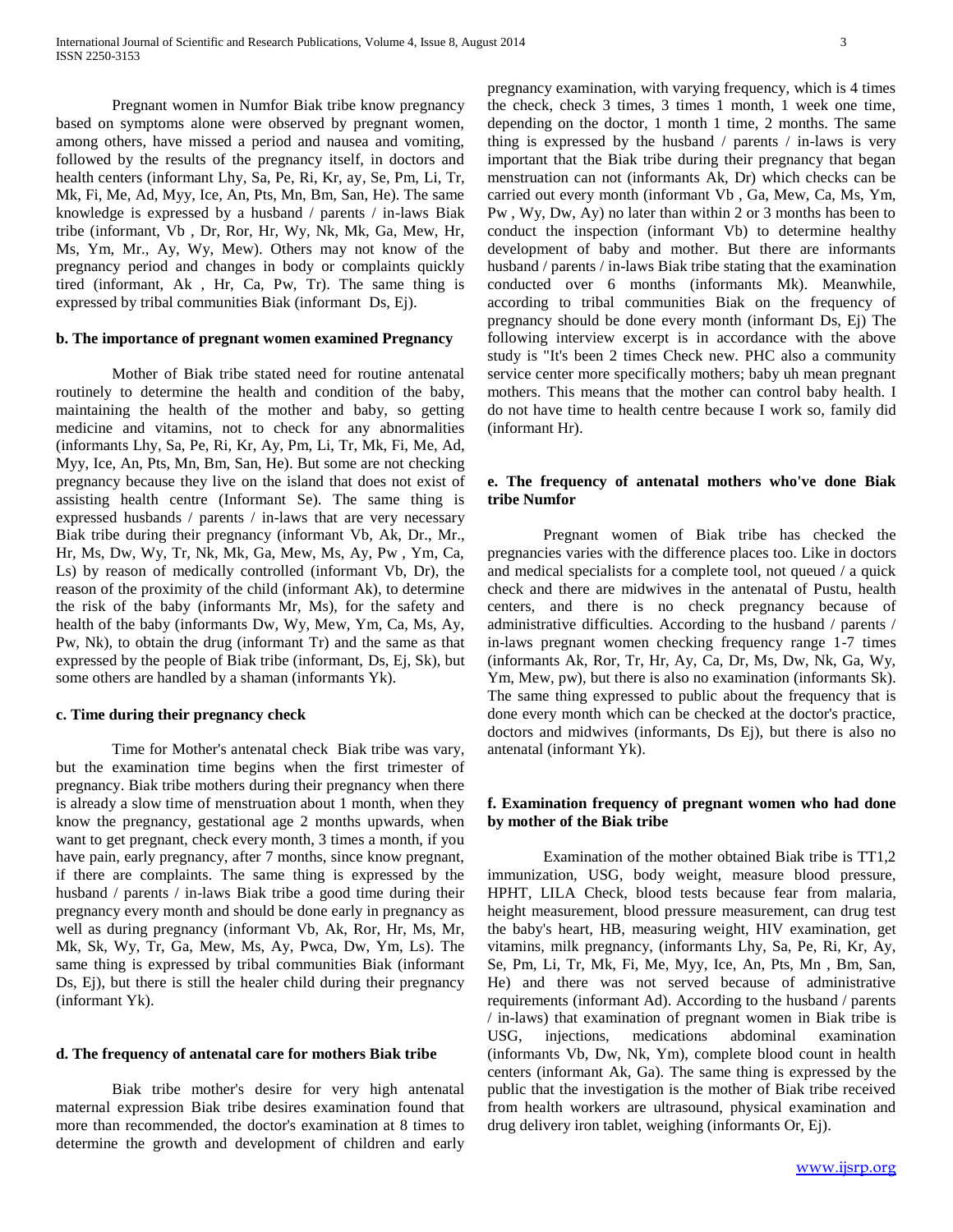Pregnant women in Numfor Biak tribe know pregnancy based on symptoms alone were observed by pregnant women, among others, have missed a period and nausea and vomiting, followed by the results of the pregnancy itself, in doctors and health centers (informant Lhy, Sa, Pe, Ri, Kr, ay, Se, Pm, Li, Tr, Mk, Fi, Me, Ad, Myy, Ice, An, Pts, Mn, Bm, San, He). The same knowledge is expressed by a husband / parents / in-laws Biak tribe (informant, Vb , Dr, Ror, Hr, Wy, Nk, Mk, Ga, Mew, Hr, Ms, Ym, Mr., Ay, Wy, Mew). Others may not know of the pregnancy period and changes in body or complaints quickly tired (informant, Ak , Hr, Ca, Pw, Tr). The same thing is expressed by tribal communities Biak (informant Ds, Ej).

#### b. The importance of pregnant women examined Pregnancy

Mother of Biak tribe stated need for routine antenatal routinely to determine the health and condition of the baby, maintaining the health of the mother and baby, so getting medicine and vitamins, not to check for any abnormalities (informants Lhy, Sa, Pe, Ri, Kr, Ay, Pm, Li, Tr, Mk, Fi, Me, Ad, Myy, Ice, An, Pts, Mn, Bm, San, He). But some are not checking pregnancy because they live on the island that does not exist of assisting health centre (Informant Se). The same thing is expressed husbands / parents / in-laws that are very necessary Biak tribe during their pregnancy (informant Vb, Ak, Dr., Mr., Hr, Ms, Dw, Wy, Tr, Nk, Mk, Ga, Mew, Ms, Ay, Pw , Ym, Ca, Ls) by reason of medically controlled (informant Vb, Dr), the reason of the proximity of the child (informant Ak), to determine the risk of the baby (informants Mr, Ms), for the safety and health of the baby (informants Dw, Wy, Mew, Ym, Ca, Ms, Ay, Pw, Nk), to obtain the drug (informant Tr) and the same as that expressed by the people of Biak tribe (informant, Ds, Ej, Sk), but some others are handled by a shaman (informants Yk).

#### c. Time during their pregnancy check

Time for Mother's antenatal check Biak tribe was vary, but the examination time begins when the first trimester of pregnancy. Biak tribe mothers during their pregnancy when there is already a slow time of menstruation about 1 month, when they know the pregnancy, gestational age 2 months upwards, when want to get pregnant, check every month, 3 times a month, if you have pain, early pregnancy, after 7 months, since know pregnant, if there are complaints. The same thing is expressed by the husband / parents / in-laws Biak tribe a good time during their pregnancy every month and should be done early in pregnancy as well as during pregnancy (informant Vb, Ak, Ror, Hr, Ms, Mr, Mk, Sk, Wy, Tr, Ga, Mew, Ms, Ay, Pwca, Dw, Ym, Ls). The same thing is expressed by tribal communities Biak (informant Ds, Ej), but there is still the healer child during their pregnancy (informant Yk).

#### d. The frequency of antenatal care for mothers Biak tribe

Biak tribe mother's desire for very high antenatal maternal expression Biak tribe desires examination found that more than recommended, the doctor's examination at 8 times to determine the growth and development of children and early pregnancy examination, with varying frequency, which is 4 times the check, check 3 times, 3 times 1 month, 1 week one time, depending on the doctor, 1 month 1 time, 2 months. The same thing is expressed by the husband / parents / in-laws is very important that the Biak tribe during their pregnancy that began menstruation can not (informants Ak, Dr) which checks can be carried out every month (informant Vb , Ga, Mew, Ca, Ms, Ym, Pw , Wy, Dw, Ay) no later than within 2 or 3 months has been to conduct the inspection (informant Vb) to determine healthy development of baby and mother. But there are informants husband / parents / in-laws Biak tribe stating that the examination conducted over 6 months (informants Mk). Meanwhile, according to tribal communities Biak on the frequency of pregnancy should be done every month (informant Ds, Ej) The following interview excerpt is in accordance with the above study is "It's been 2 times Check new. PHC also a community service center more specifically mothers; baby uh mean pregnant mothers. This means that the mother can control baby health. I do not have time to health centre because I work so, family did (informant Hr).

#### e. The frequency of antenatal mothers who've done Biak tribe Numfor

Pregnant women of Biak tribe has checked the pregnancies varies with the difference places too. Like in doctors and medical specialists for a complete tool, not queued / a quick check and there are midwives in the antenatal of Pustu, health centers, and there is no check pregnancy because of administrative difficulties. According to the husband / parents / in-laws pregnant women checking frequency range 1-7 times (informants Ak, Ror, Tr, Hr, Ay, Ca, Dr, Ms, Dw, Nk, Ga, Wy, Ym, Mew, pw), but there is also no examination (informants Sk). The same thing expressed to public about the frequency that is done every month which can be checked at the doctor's practice, doctors and midwives (informants, Ds Ej), but there is also no antenatal (informant Yk).

#### f. Examination frequency of pregnant women who had done by mother of the Biak tribe

Examination of the mother obtained Biak tribe is TT1,2 immunization, USG, body weight, measure blood pressure, HPHT, LILA Check, blood tests because fear from malaria, height measurement, blood pressure measurement, can drug test the baby's heart, HB, measuring weight, HIV examination, get vitamins, milk pregnancy, (informants Lhy, Sa, Pe, Ri, Kr, Ay, Se, Pm, Li, Tr, Mk, Fi, Me, Myy, Ice, An, Pts, Mn , Bm, San, He) and there was not served because of administrative requirements (informant Ad). According to the husband / parents / in-laws) that examination of pregnant women in Biak tribe is USG, injections, medications abdominal examination (informants Vb, Dw, Nk, Ym), complete blood count in health centers (informant Ak, Ga). The same thing is expressed by the public that the investigation is the mother of Biak tribe received from health workers are ultrasound, physical examination and drug delivery iron tablet, weighing (informants Or, Ej).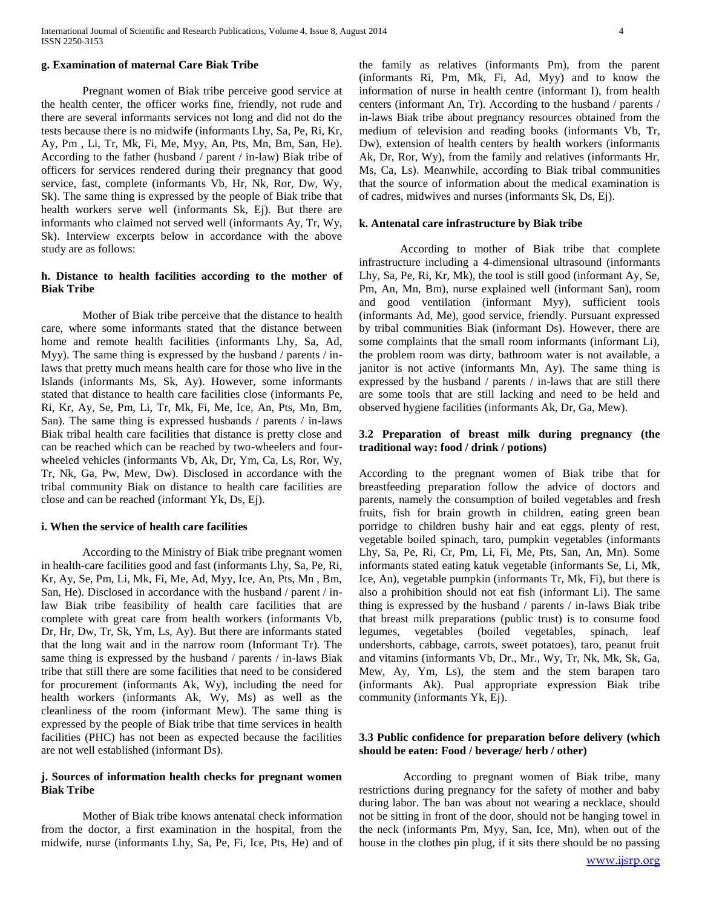#### g. Examination of maternal Care Biak Tribe

Pregnant women of Biak tribe perceive good service at the health center, the officer works fine, friendly, not rude and there are several informants services not long and did not do the tests because there is no midwife (informants Lhy, Sa, Pe, Ri, Kr, Ay, Pm , Li, Tr, Mk, Fi, Me, Myy, An, Pts, Mn, Bm, San, He). According to the father (husband / parent / in-law) Biak tribe of officers for services rendered during their pregnancy that good service, fast, complete (informants Vb, Hr, Nk, Ror, Dw, Wy, Sk). The same thing is expressed by the people of Biak tribe that health workers serve well (informants Sk, Ej). But there are informants who claimed not served well (informants Ay, Tr, Wy, Sk). Interview excerpts below in accordance with the above study are as follows:

#### h. Distance to health facilities according to the mother of Biak Tribe

Mother of Biak tribe perceive that the distance to health care, where some informants stated that the distance between home and remote health facilities (informants Lhy, Sa, Ad, Myy). The same thing is expressed by the husband / parents / in-laws that pretty much means health care for those who live in the Islands (informants Ms, Sk, Ay). However, some informants stated that distance to health care facilities close (informants Pe, Ri, Kr, Ay, Se, Pm, Li, Tr, Mk, Fi, Me, Ice, An, Pts, Mn, Bm, San). The same thing is expressed husbands / parents / in-laws Biak tribal health care facilities that distance is pretty close and can be reached which can be reached by two-wheelers and four-wheeled vehicles (informants Vb, Ak, Dr, Ym, Ca, Ls, Ror, Wy, Tr, Nk, Ga, Pw, Mew, Dw). Disclosed in accordance with the tribal community Biak on distance to health care facilities are close and can be reached (informant Yk, Ds, Ej).

#### i. When the service of health care facilities

According to the Ministry of Biak tribe pregnant women in health-care facilities good and fast (informants Lhy, Sa, Pe, Ri, Kr, Ay, Se, Pm, Li, Mk, Fi, Me, Ad, Myy, Ice, An, Pts, Mn , Bm, San, He). Disclosed in accordance with the husband / parent / in-law Biak tribe feasibility of health care facilities that are complete with great care from health workers (informants Vb, Dr, Hr, Dw, Tr, Sk, Ym, Ls, Ay). But there are informants stated that the long wait and in the narrow room (Informant Tr). The same thing is expressed by the husband / parents / in-laws Biak tribe that still there are some facilities that need to be considered for procurement (informants Ak, Wy), including the need for health workers (informants Ak, Wy, Ms) as well as the cleanliness of the room (informant Mew). The same thing is expressed by the people of Biak tribe that time services in health facilities (PHC) has not been as expected because the facilities are not well established (informant Ds).

#### j. Sources of information health checks for pregnant women Biak Tribe

Mother of Biak tribe knows antenatal check information from the doctor, a first examination in the hospital, from the midwife, nurse (informants Lhy, Sa, Pe, Fi, Ice, Pts, He) and of the family as relatives (informants Pm), from the parent (informants Ri, Pm, Mk, Fi, Ad, Myy) and to know the information of nurse in health centre (informant I), from health centers (informant An, Tr). According to the husband / parents / in-laws Biak tribe about pregnancy resources obtained from the medium of television and reading books (informants Vb, Tr, Dw), extension of health centers by health workers (informants Ak, Dr, Ror, Wy), from the family and relatives (informants Hr, Ms, Ca, Ls). Meanwhile, according to Biak tribal communities that the source of information about the medical examination is of cadres, midwives and nurses (informants Sk, Ds, Ej).

#### k. Antenatal care infrastructure by Biak tribe

According to mother of Biak tribe that complete infrastructure including a 4-dimensional ultrasound (informants Lhy, Sa, Pe, Ri, Kr, Mk), the tool is still good (informant Ay, Se, Pm, An, Mn, Bm), nurse explained well (informant San), room and good ventilation (informant Myy), sufficient tools (informants Ad, Me), good service, friendly. Pursuant expressed by tribal communities Biak (informant Ds). However, there are some complaints that the small room informants (informant Li), the problem room was dirty, bathroom water is not available, a janitor is not active (informants Mn, Ay). The same thing is expressed by the husband / parents / in-laws that are still there are some tools that are still lacking and need to be held and observed hygiene facilities (informants Ak, Dr, Ga, Mew).

### 3.2 Preparation of breast milk during pregnancy (the traditional way: food / drink / potions)

According to the pregnant women of Biak tribe that for breastfeeding preparation follow the advice of doctors and parents, namely the consumption of boiled vegetables and fresh fruits, fish for brain growth in children, eating green bean porridge to children bushy hair and eat eggs, plenty of rest, vegetable boiled spinach, taro, pumpkin vegetables (informants Lhy, Sa, Pe, Ri, Cr, Pm, Li, Fi, Me, Pts, San, An, Mn). Some informants stated eating katuk vegetable (informants Se, Li, Mk, Ice, An), vegetable pumpkin (informants Tr, Mk, Fi), but there is also a prohibition should not eat fish (informant Li). The same thing is expressed by the husband / parents / in-laws Biak tribe that breast milk preparations (public trust) is to consume food legumes, vegetables (boiled vegetables, spinach, leaf undershorts, cabbage, carrots, sweet potatoes), taro, peanut fruit and vitamins (informants Vb, Dr., Mr., Wy, Tr, Nk, Mk, Sk, Ga, Mew, Ay, Ym, Ls), the stem and the stem barapen taro (informants Ak). Pual appropriate expression Biak tribe community (informants Yk, Ej).

### 3.3 Public confidence for preparation before delivery (which should be eaten: Food / beverage/ herb / other)

According to pregnant women of Biak tribe, many restrictions during pregnancy for the safety of mother and baby during labor. The ban was about not wearing a necklace, should not be sitting in front of the door, should not be hanging towel in the neck (informants Pm, Myy, San, Ice, Mn), when out of the house in the clothes pin plug, if it sits there should be no passing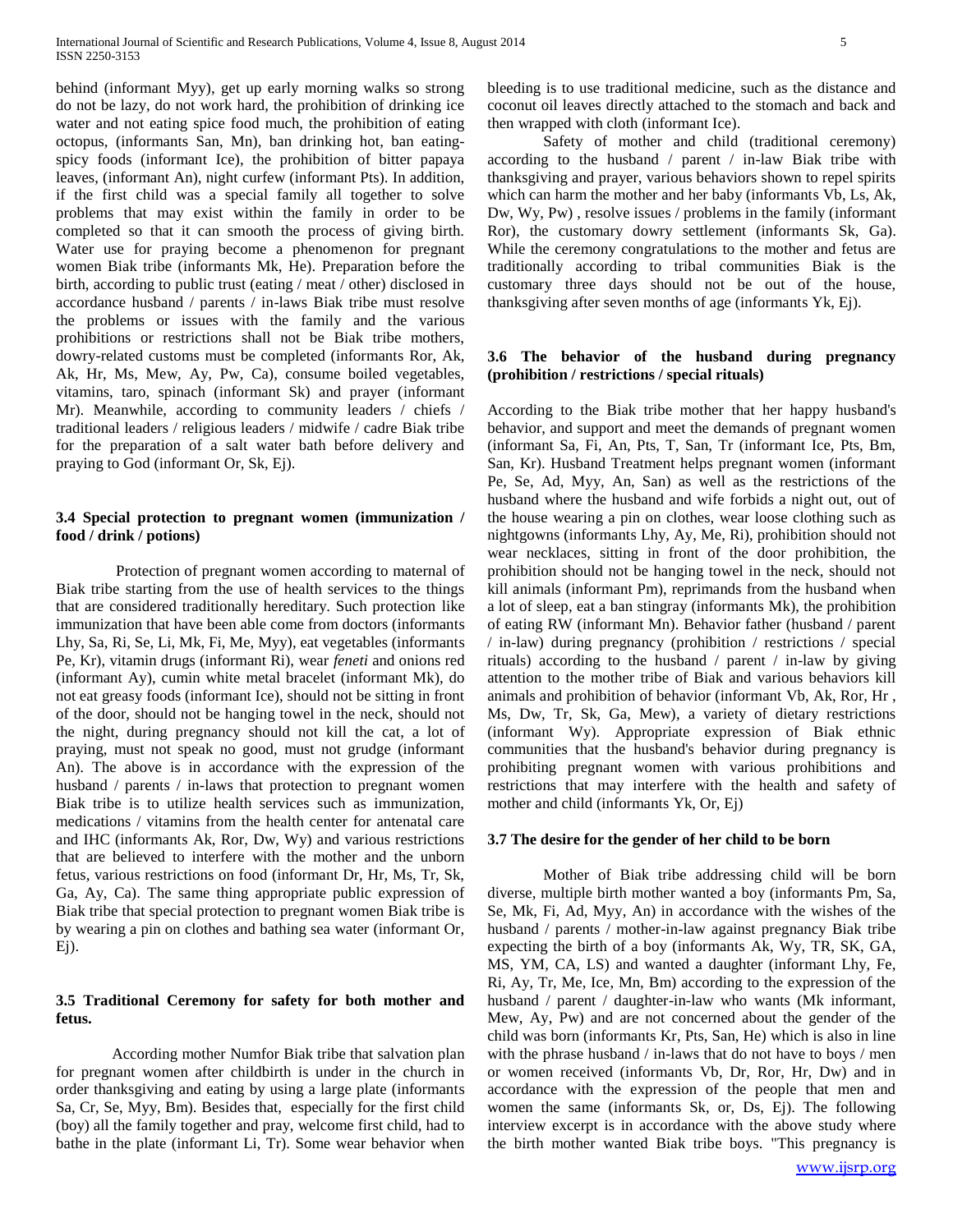behind (informant Myy), get up early morning walks so strong do not be lazy, do not work hard, the prohibition of drinking ice water and not eating spice food much, the prohibition of eating octopus, (informants San, Mn), ban drinking hot, ban eating-spicy foods (informant Ice), the prohibition of bitter papaya leaves, (informant An), night curfew (informant Pts). In addition, if the first child was a special family all together to solve problems that may exist within the family in order to be completed so that it can smooth the process of giving birth. Water use for praying become a phenomenon for pregnant women Biak tribe (informants Mk, He). Preparation before the birth, according to public trust (eating / meat / other) disclosed in accordance husband / parents / in-laws Biak tribe must resolve the problems or issues with the family and the various prohibitions or restrictions shall not be Biak tribe mothers, dowry-related customs must be completed (informants Ror, Ak, Ak, Hr, Ms, Mew, Ay, Pw, Ca), consume boiled vegetables, vitamins, taro, spinach (informant Sk) and prayer (informant Mr). Meanwhile, according to community leaders / chiefs / traditional leaders / religious leaders / midwife / cadre Biak tribe for the preparation of a salt water bath before delivery and praying to God (informant Or, Sk, Ej).

### 3.4 Special protection to pregnant women (immunization / food / drink / potions)

Protection of pregnant women according to maternal of Biak tribe starting from the use of health services to the things that are considered traditionally hereditary. Such protection like immunization that have been able come from doctors (informants Lhy, Sa, Ri, Se, Li, Mk, Fi, Me, Myy), eat vegetables (informants Pe, Kr), vitamin drugs (informant Ri), wear *feneti* and onions red (informant Ay), cumin white metal bracelet (informant Mk), do not eat greasy foods (informant Ice), should not be sitting in front of the door, should not be hanging towel in the neck, should not the night, during pregnancy should not kill the cat, a lot of praying, must not speak no good, must not grudge (informant An). The above is in accordance with the expression of the husband / parents / in-laws that protection to pregnant women Biak tribe is to utilize health services such as immunization, medications / vitamins from the health center for antenatal care and IHC (informants Ak, Ror, Dw, Wy) and various restrictions that are believed to interfere with the mother and the unborn fetus, various restrictions on food (informant Dr, Hr, Ms, Tr, Sk, Ga, Ay, Ca). The same thing appropriate public expression of Biak tribe that special protection to pregnant women Biak tribe is by wearing a pin on clothes and bathing sea water (informant Or, Ej).

### 3.5 Traditional Ceremony for safety for both mother and fetus.

According mother Numfor Biak tribe that salvation plan for pregnant women after childbirth is under in the church in order thanksgiving and eating by using a special plate (informants Sa, Cr, Se, Myy, Bm). Besides that, especially for the first child (boy) all the family together and pray, welcome first child, had to bathe in the plate (informant Li, Tr). Some wear behavior when bleeding is to use traditional medicine, such as the distance and coconut oil leaves directly attached to the stomach and back and then wrapped with cloth (informant Ice).

Safety of mother and child (traditional ceremony) according to the husband / parent / in-law Biak tribe with thanksgiving and prayer, various behaviors shown to repel spirits which can harm the mother and her baby (informants Vb, Ls, Ak, Dw, Wy, Pw) , resolve issues / problems in the family (informant Ror), the customary dowry settlement (informants Sk, Ga). While the ceremony congratulations to the mother and fetus are traditionally according to tribal communities Biak is the customary three days should not be out of the house, thanksgiving after seven months of age (informants Yk, Ej).

### 3.6 The behavior of the husband during pregnancy (prohibition / restrictions / special rituals)

According to the Biak tribe mother that her happy husband's behavior, and support and meet the demands of pregnant women (informant Sa, Fi, An, Pts, T, San, Tr (informant Ice, Pts, Bm, San, Kr). Husband Treatment helps pregnant women (informant Pe, Se, Ad, Myy, An, San) as well as the restrictions of the husband where the husband and wife forbids a night out, out of the house wearing a pin on clothes, wear loose clothing such as nightgowns (informants Lhy, Ay, Me, Ri), prohibition should not wear necklaces, sitting in front of the door prohibition, the prohibition should not be hanging towel in the neck, should not kill animals (informant Pm), reprimands from the husband when a lot of sleep, eat a ban stingray (informants Mk), the prohibition of eating RW (informant Mn). Behavior father (husband / parent / in-law) during pregnancy (prohibition / restrictions / special rituals) according to the husband / parent / in-law by giving attention to the mother tribe of Biak and various behaviors kill animals and prohibition of behavior (informant Vb, Ak, Ror, Hr , Ms, Dw, Tr, Sk, Ga, Mew), a variety of dietary restrictions (informant Wy). Appropriate expression of Biak ethnic communities that the husband's behavior during pregnancy is prohibiting pregnant women with various prohibitions and restrictions that may interfere with the health and safety of mother and child (informants Yk, Or, Ej)

### 3.7 The desire for the gender of her child to be born

Mother of Biak tribe addressing child will be born diverse, multiple birth mother wanted a boy (informants Pm, Sa, Se, Mk, Fi, Ad, Myy, An) in accordance with the wishes of the husband / parents / mother-in-law against pregnancy Biak tribe expecting the birth of a boy (informants Ak, Wy, TR, SK, GA, MS, YM, CA, LS) and wanted a daughter (informant Lhy, Fe, Ri, Ay, Tr, Me, Ice, Mn, Bm) according to the expression of the husband / parent / daughter-in-law who wants (Mk informant, Mew, Ay, Pw) and are not concerned about the gender of the child was born (informants Kr, Pts, San, He) which is also in line with the phrase husband / in-laws that do not have to boys / men or women received (informants Vb, Dr, Ror, Hr, Dw) and in accordance with the expression of the people that men and women the same (informants Sk, or, Ds, Ej). The following interview excerpt is in accordance with the above study where the birth mother wanted Biak tribe boys. "This pregnancy is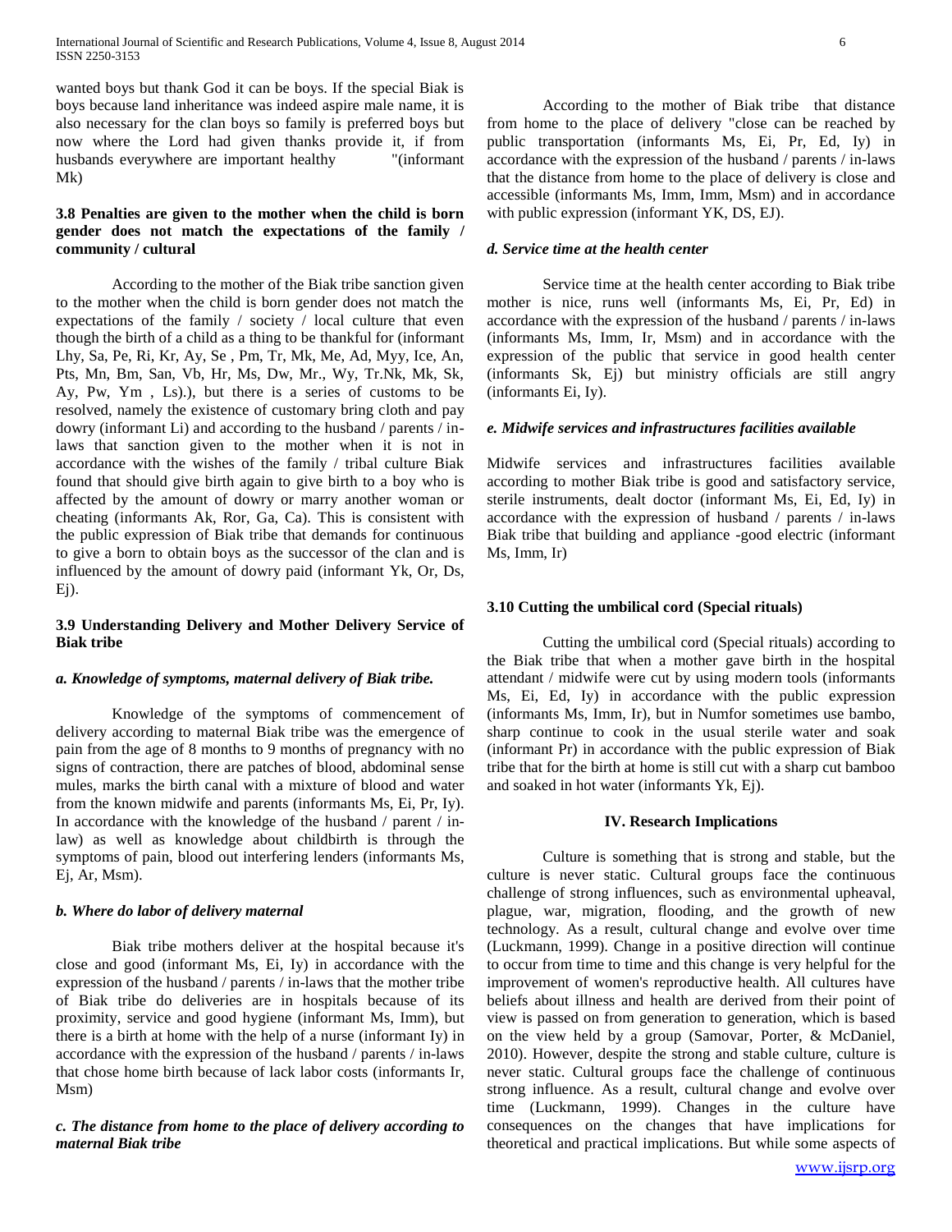wanted boys but thank God it can be boys. If the special Biak is boys because land inheritance was indeed aspire male name, it is also necessary for the clan boys so family is preferred boys but now where the Lord had given thanks provide it, if from husbands everywhere are important healthy "(informant Mk)

### 3.8 Penalties are given to the mother when the child is born gender does not match the expectations of the family / community / cultural

According to the mother of the Biak tribe sanction given to the mother when the child is born gender does not match the expectations of the family / society / local culture that even though the birth of a child as a thing to be thankful for (informant Lhy, Sa, Pe, Ri, Kr, Ay, Se , Pm, Tr, Mk, Me, Ad, Myy, Ice, An, Pts, Mn, Bm, San, Vb, Hr, Ms, Dw, Mr., Wy, Tr.Nk, Mk, Sk, Ay, Pw, Ym , Ls).), but there is a series of customs to be resolved, namely the existence of customary bring cloth and pay dowry (informant Li) and according to the husband / parents / in-laws that sanction given to the mother when it is not in accordance with the wishes of the family / tribal culture Biak found that should give birth again to give birth to a boy who is affected by the amount of dowry or marry another woman or cheating (informants Ak, Ror, Ga, Ca). This is consistent with the public expression of Biak tribe that demands for continuous to give a born to obtain boys as the successor of the clan and is influenced by the amount of dowry paid (informant Yk, Or, Ds, Ej).

### 3.9 Understanding Delivery and Mother Delivery Service of Biak tribe

#### *a. Knowledge of symptoms, maternal delivery of Biak tribe.*

Knowledge of the symptoms of commencement of delivery according to maternal Biak tribe was the emergence of pain from the age of 8 months to 9 months of pregnancy with no signs of contraction, there are patches of blood, abdominal sense mules, marks the birth canal with a mixture of blood and water from the known midwife and parents (informants Ms, Ei, Pr, Iy). In accordance with the knowledge of the husband / parent / in-law) as well as knowledge about childbirth is through the symptoms of pain, blood out interfering lenders (informants Ms, Ej, Ar, Msm).

#### *b. Where do labor of delivery maternal*

Biak tribe mothers deliver at the hospital because it's close and good (informant Ms, Ei, Iy) in accordance with the expression of the husband / parents / in-laws that the mother tribe of Biak tribe do deliveries are in hospitals because of its proximity, service and good hygiene (informant Ms, Imm), but there is a birth at home with the help of a nurse (informant Iy) in accordance with the expression of the husband / parents / in-laws that chose home birth because of lack labor costs (informants Ir, Msm)

#### *c. The distance from home to the place of delivery according to maternal Biak tribe*

According to the mother of Biak tribe that distance from home to the place of delivery "close can be reached by public transportation (informants Ms, Ei, Pr, Ed, Iy) in accordance with the expression of the husband / parents / in-laws that the distance from home to the place of delivery is close and accessible (informants Ms, Imm, Imm, Msm) and in accordance with public expression (informant YK, DS, EJ).

#### *d. Service time at the health center*

Service time at the health center according to Biak tribe mother is nice, runs well (informants Ms, Ei, Pr, Ed) in accordance with the expression of the husband / parents / in-laws (informants Ms, Imm, Ir, Msm) and in accordance with the expression of the public that service in good health center (informants Sk, Ej) but ministry officials are still angry (informants Ei, Iy).

#### *e. Midwife services and infrastructures facilities available*

Midwife services and infrastructures facilities available according to mother Biak tribe is good and satisfactory service, sterile instruments, dealt doctor (informant Ms, Ei, Ed, Iy) in accordance with the expression of husband / parents / in-laws Biak tribe that building and appliance -good electric (informant Ms, Imm, Ir)

### 3.10 Cutting the umbilical cord (Special rituals)

Cutting the umbilical cord (Special rituals) according to the Biak tribe that when a mother gave birth in the hospital attendant / midwife were cut by using modern tools (informants Ms, Ei, Ed, Iy) in accordance with the public expression (informants Ms, Imm, Ir), but in Numfor sometimes use bambo, sharp continue to cook in the usual sterile water and soak (informant Pr) in accordance with the public expression of Biak tribe that for the birth at home is still cut with a sharp cut bamboo and soaked in hot water (informants Yk, Ej).

## IV. Research Implications

Culture is something that is strong and stable, but the culture is never static. Cultural groups face the continuous challenge of strong influences, such as environmental upheaval, plague, war, migration, flooding, and the growth of new technology. As a result, cultural change and evolve over time (Luckmann, 1999). Change in a positive direction will continue to occur from time to time and this change is very helpful for the improvement of women's reproductive health. All cultures have beliefs about illness and health are derived from their point of view is passed on from generation to generation, which is based on the view held by a group (Samovar, Porter, & McDaniel, 2010). However, despite the strong and stable culture, culture is never static. Cultural groups face the challenge of continuous strong influence. As a result, cultural change and evolve over time (Luckmann, 1999). Changes in the culture have consequences on the changes that have implications for theoretical and practical implications. But while some aspects of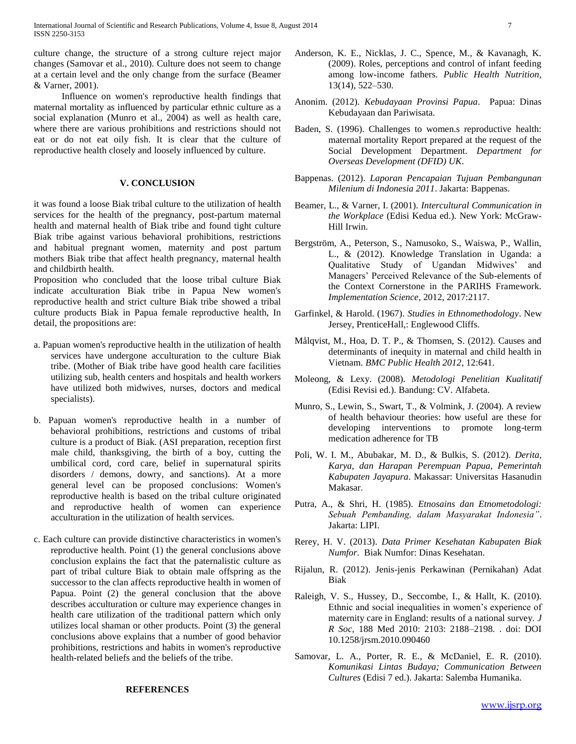culture change, the structure of a strong culture reject major changes (Samovar et al., 2010). Culture does not seem to change at a certain level and the only change from the surface (Beamer & Varner, 2001).

Influence on women's reproductive health findings that maternal mortality as influenced by particular ethnic culture as a social explanation (Munro et al., 2004) as well as health care, where there are various prohibitions and restrictions should not eat or do not eat oily fish. It is clear that the culture of reproductive health closely and loosely influenced by culture.

## V. CONCLUSION

it was found a loose Biak tribal culture to the utilization of health services for the health of the pregnancy, post-partum maternal health and maternal health of Biak tribe and found tight culture Biak tribe against various behavioral prohibitions, restrictions and habitual pregnant women, maternity and post partum mothers Biak tribe that affect health pregnancy, maternal health and childbirth health.

Proposition who concluded that the loose tribal culture Biak indicate acculturation Biak tribe in Papua New women's reproductive health and strict culture Biak tribe showed a tribal culture products Biak in Papua female reproductive health, In detail, the propositions are:

a. Papuan women's reproductive health in the utilization of health services have undergone acculturation to the culture Biak tribe. (Mother of Biak tribe have good health care facilities utilizing sub, health centers and hospitals and health workers have utilized both midwives, nurses, doctors and medical specialists).

b. Papuan women's reproductive health in a number of behavioral prohibitions, restrictions and customs of tribal culture is a product of Biak. (ASI preparation, reception first male child, thanksgiving, the birth of a boy, cutting the umbilical cord, cord care, belief in supernatural spirits disorders / demons, dowry, and sanctions). At a more general level can be proposed conclusions: Women's reproductive health is based on the tribal culture originated and reproductive health of women can experience acculturation in the utilization of health services.

c. Each culture can provide distinctive characteristics in women's reproductive health. Point (1) the general conclusions above conclusion explains the fact that the paternalistic culture as part of tribal culture Biak to obtain male offspring as the successor to the clan affects reproductive health in women of Papua. Point (2) the general conclusion that the above describes acculturation or culture may experience changes in health care utilization of the traditional pattern which only utilizes local shaman or other products. Point (3) the general conclusions above explains that a number of good behavior prohibitions, restrictions and habits in women's reproductive health-related beliefs and the beliefs of the tribe.

## REFERENCES

Anderson, K. E., Nicklas, J. C., Spence, M., & Kavanagh, K. (2009). Roles, perceptions and control of infant feeding among low-income fathers. *Public Health Nutrition*, 13(14), 522–530.

Anonim. (2012). *Kebudayaan Provinsi Papua*. Papua: Dinas Kebudayaan dan Pariwisata.

Baden, S. (1996). Challenges to women.s reproductive health: maternal mortality Report prepared at the request of the Social Development Department. *Department for Overseas Development (DFID) UK*.

Bappenas. (2012). *Laporan Pencapaian Tujuan Pembangunan Milenium di Indonesia 2011*. Jakarta: Bappenas.

Beamer, L., & Varner, I. (2001). *Intercultural Communication in the Workplace* (Edisi Kedua ed.). New York: McGraw-Hill Irwin.

Bergström, A., Peterson, S., Namusoko, S., Waiswa, P., Wallin, L., & (2012). Knowledge Translation in Uganda: a Qualitative Study of Ugandan Midwives' and Managers' Perceived Relevance of the Sub-elements of the Context Cornerstone in the PARIHS Framework. *Implementation Science*, 2012, 2017:2117.

Garfinkel, & Harold. (1967). *Studies in Ethnomethodology*. New Jersey, PrenticeHall,: Englewood Cliffs.

Målqvist, M., Hoa, D. T. P., & Thomsen, S. (2012). Causes and determinants of inequity in maternal and child health in Vietnam. *BMC Public Health 2012*, 12:641.

Moleong, & Lexy. (2008). *Metodologi Penelitian Kualitatif* (Edisi Revisi ed.). Bandung: CV. Alfabeta.

Munro, S., Lewin, S., Swart, T., & Volmink, J. (2004). A review of health behaviour theories: how useful are these for developing interventions to promote long-term medication adherence for TB

Poli, W. I. M., Abubakar, M. D., & Bulkis, S. (2012). *Derita, Karya, dan Harapan Perempuan Papua, Pemerintah Kabupaten Jayapura*. Makassar: Universitas Hasanudin Makasar.

Putra, A., & Shri, H. (1985). *Etnosains dan Etnometodologi: Sebuah Pembanding, dalam Masyarakat Indonesia"*. Jakarta: LIPI.

Rerey, H. V. (2013). *Data Primer Kesehatan Kabupaten Biak Numfor*. Biak Numfor: Dinas Kesehatan.

Rijalun, R. (2012). Jenis-jenis Perkawinan (Pernikahan) Adat Biak

Raleigh, V. S., Hussey, D., Seccombe, I., & Hallt, K. (2010). Ethnic and social inequalities in women's experience of maternity care in England: results of a national survey. *J R Soc*, 188 Med 2010: 2103: 2188–2198. . doi: DOI 10.1258/jrsm.2010.090460

Samovar, L. A., Porter, R. E., & McDaniel, E. R. (2010). *Komunikasi Lintas Budaya; Communication Between Cultures* (Edisi 7 ed.). Jakarta: Salemba Humanika.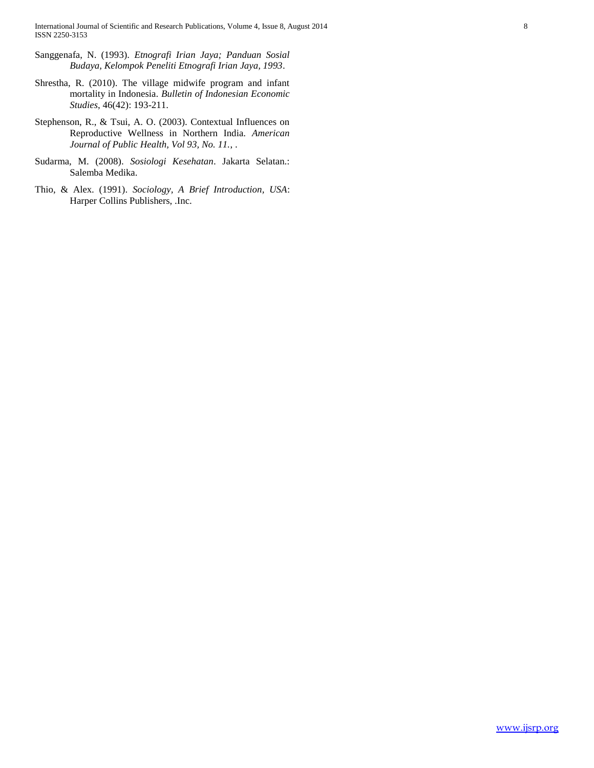Sanggenafa, N. (1993). *Etnografi Irian Jaya; Panduan Sosial Budaya, Kelompok Peneliti Etnografi Irian Jaya, 1993*.

Shrestha, R. (2010). The village midwife program and infant mortality in Indonesia. *Bulletin of Indonesian Economic Studies*, 46(42): 193-211.

Stephenson, R., & Tsui, A. O. (2003). Contextual Influences on Reproductive Wellness in Northern India. *American Journal of Public Health, Vol 93, No. 11.,* .

Sudarma, M. (2008). *Sosiologi Kesehatan*. Jakarta Selatan.: Salemba Medika.

Thio, & Alex. (1991). *Sociology, A Brief Introduction, USA*: Harper Collins Publishers, .Inc.